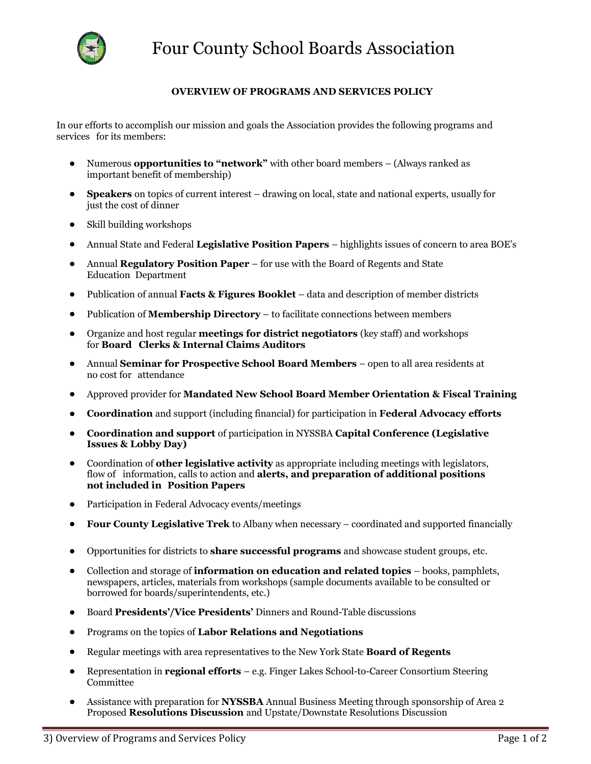# Four County School Boards Association

## OVERVIEW OF PROGRAMS AND SERVICES POLICY

In our efforts to accomplish our mission and goals the Association provides the following programs and services for its members:

- Numerous **opportunities to "network"** with other board members – (Always ranked as important benefit of membership)
- **Speakers** on topics of current interest – drawing on local, state and national experts, usually for just the cost of dinner
- Skill building workshops
- Annual State and Federal **Legislative Position Papers** – highlights issues of concern to area BOE's
- Annual **Regulatory Position Paper** – for use with the Board of Regents and State Education Department
- Publication of annual **Facts & Figures Booklet** – data and description of member districts
- Publication of **Membership Directory** – to facilitate connections between members
- Organize and host regular **meetings for district negotiators** (key staff) and workshops for **Board Clerks & Internal Claims Auditors**
- Annual **Seminar for Prospective School Board Members** – open to all area residents at no cost for attendance
- Approved provider for **Mandated New School Board Member Orientation & Fiscal Training**
- **Coordination** and support (including financial) for participation in **Federal Advocacy efforts**
- **Coordination and support** of participation in NYSSBA **Capital Conference (Legislative Issues & Lobby Day)**
- Coordination of **other legislative activity** as appropriate including meetings with legislators, flow of information, calls to action and **alerts, and preparation of additional positions not included in Position Papers**
- Participation in Federal Advocacy events/meetings
- **Four County Legislative Trek** to Albany when necessary – coordinated and supported financially
- Opportunities for districts to **share successful programs** and showcase student groups, etc.
- Collection and storage of **information on education and related topics** – books, pamphlets, newspapers, articles, materials from workshops (sample documents available to be consulted or borrowed for boards/superintendents, etc.)
- Board **Presidents'/Vice Presidents'** Dinners and Round-Table discussions
- Programs on the topics of **Labor Relations and Negotiations**
- Regular meetings with area representatives to the New York State **Board of Regents**
- Representation in **regional efforts** – e.g. Finger Lakes School-to-Career Consortium Steering Committee
- Assistance with preparation for **NYSSBA** Annual Business Meeting through sponsorship of Area 2 Proposed **Resolutions Discussion** and Upstate/Downstate Resolutions Discussion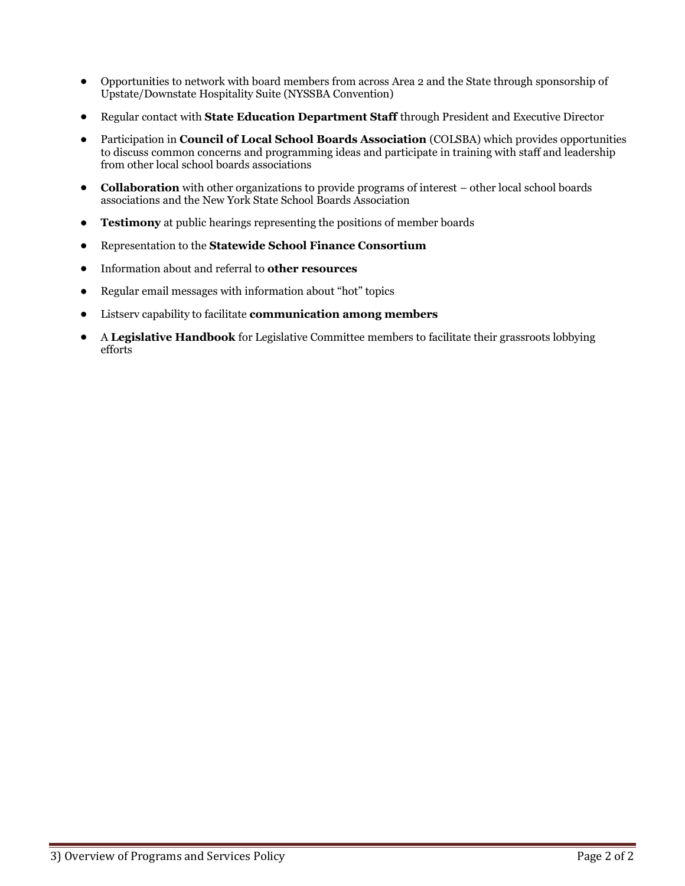- Opportunities to network with board members from across Area 2 and the State through sponsorship of Upstate/Downstate Hospitality Suite (NYSSBA Convention)
- Regular contact with **State Education Department Staff** through President and Executive Director
- Participation in **Council of Local School Boards Association** (COLSBA) which provides opportunities to discuss common concerns and programming ideas and participate in training with staff and leadership from other local school boards associations
- **Collaboration** with other organizations to provide programs of interest – other local school boards associations and the New York State School Boards Association
- **Testimony** at public hearings representing the positions of member boards
- Representation to the **Statewide School Finance Consortium**
- Information about and referral to **other resources**
- Regular email messages with information about "hot" topics
- Listserv capability to facilitate **communication among members**
- A **Legislative Handbook** for Legislative Committee members to facilitate their grassroots lobbying efforts